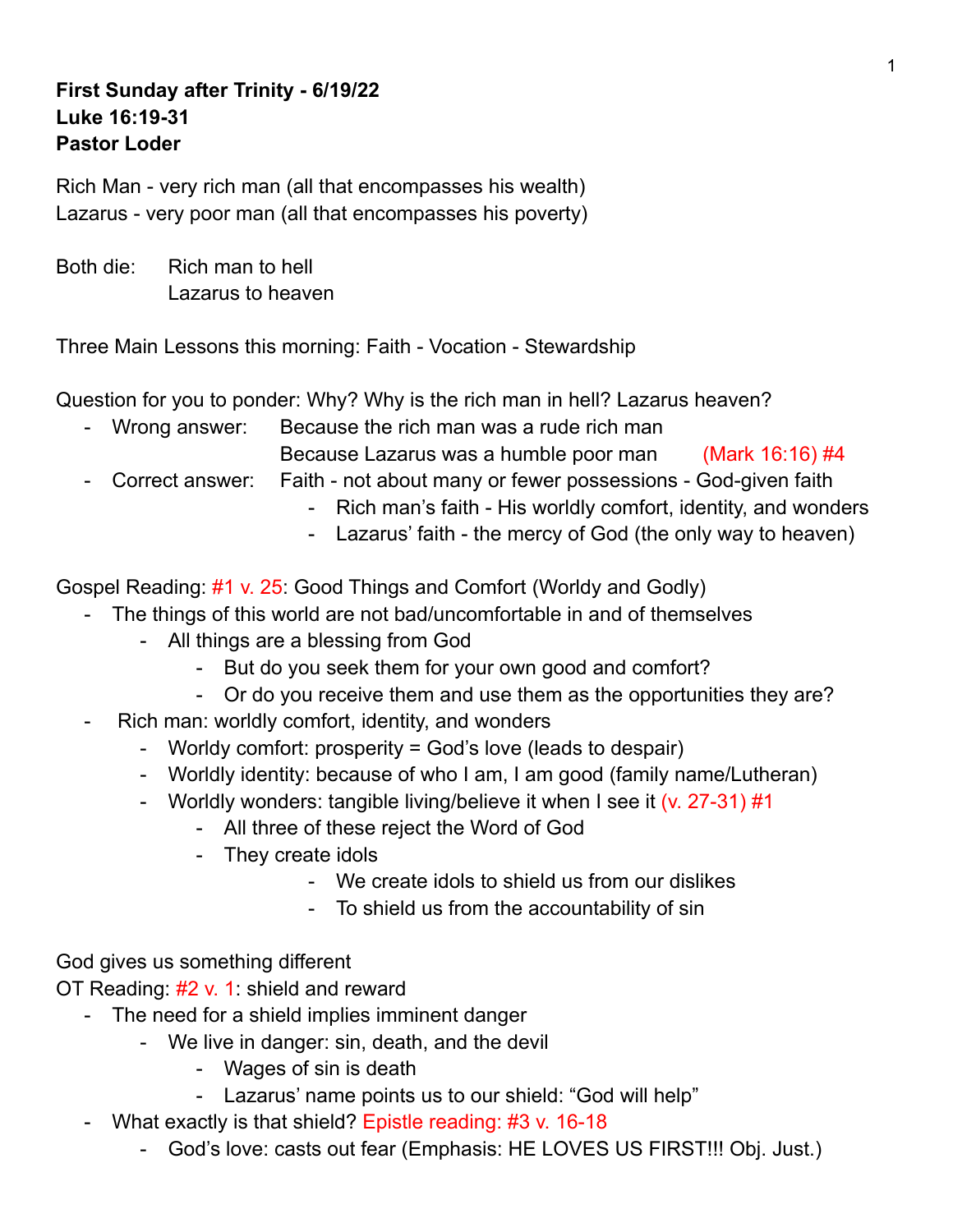**First Sunday after Trinity - 6/19/22**
**Luke 16:19-31**
**Pastor Loder**

Rich Man - very rich man (all that encompasses his wealth)
Lazarus - very poor man (all that encompasses his poverty)

Both die: Rich man to hell
Lazarus to heaven

Three Main Lessons this morning: Faith - Vocation - Stewardship

Question for you to ponder: Why? Why is the rich man in hell? Lazarus heaven?

- Wrong answer: Because the rich man was a rude rich man
  Because Lazarus was a humble poor man (Mark 16:16) #4
- Correct answer: Faith - not about many or fewer possessions - God-given faith
  - Rich man's faith - His worldly comfort, identity, and wonders
  - Lazarus' faith - the mercy of God (the only way to heaven)

Gospel Reading: #1 v. 25: Good Things and Comfort (Worldy and Godly)

- The things of this world are not bad/uncomfortable in and of themselves
  - All things are a blessing from God
    - But do you seek them for your own good and comfort?
    - Or do you receive them and use them as the opportunities they are?
- Rich man: worldly comfort, identity, and wonders
  - Worldy comfort: prosperity = God's love (leads to despair)
  - Worldly identity: because of who I am, I am good (family name/Lutheran)
  - Worldly wonders: tangible living/believe it when I see it (v. 27-31) #1
    - All three of these reject the Word of God
    - They create idols
      - We create idols to shield us from our dislikes
      - To shield us from the accountability of sin

God gives us something different
OT Reading: #2 v. 1: shield and reward

- The need for a shield implies imminent danger
  - We live in danger: sin, death, and the devil
    - Wages of sin is death
    - Lazarus' name points us to our shield: "God will help"
- What exactly is that shield? Epistle reading: #3 v. 16-18
  - God's love: casts out fear (Emphasis: HE LOVES US FIRST!!! Obj. Just.)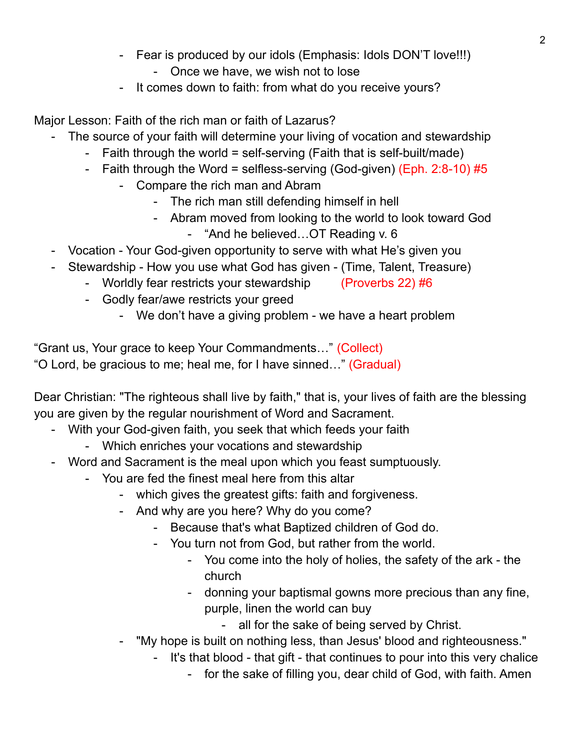- Fear is produced by our idols (Emphasis: Idols DON'T love!!!)
            - Once we have, we wish not to lose
        - It comes down to faith: from what do you receive yours?

Major Lesson: Faith of the rich man or faith of Lazarus?

- The source of your faith will determine your living of vocation and stewardship
    - Faith through the world = self-serving (Faith that is self-built/made)
    - Faith through the Word = selfless-serving (God-given) (Eph. 2:8-10) #5
        - Compare the rich man and Abram
            - The rich man still defending himself in hell
            - Abram moved from looking to the world to look toward God
                - "And he believed…OT Reading v. 6
- Vocation - Your God-given opportunity to serve with what He's given you
- Stewardship - How you use what God has given - (Time, Talent, Treasure)
    - Worldly fear restricts your stewardship (Proverbs 22) #6
    - Godly fear/awe restricts your greed
        - We don't have a giving problem - we have a heart problem

"Grant us, Your grace to keep Your Commandments…" (Collect)
"O Lord, be gracious to me; heal me, for I have sinned…" (Gradual)

Dear Christian: "The righteous shall live by faith," that is, your lives of faith are the blessing you are given by the regular nourishment of Word and Sacrament.

- With your God-given faith, you seek that which feeds your faith
    - Which enriches your vocations and stewardship
- Word and Sacrament is the meal upon which you feast sumptuously.
    - You are fed the finest meal here from this altar
        - which gives the greatest gifts: faith and forgiveness.
        - And why are you here? Why do you come?
            - Because that's what Baptized children of God do.
            - You turn not from God, but rather from the world.
                - You come into the holy of holies, the safety of the ark - the church
                - donning your baptismal gowns more precious than any fine, purple, linen the world can buy
                    - all for the sake of being served by Christ.
        - "My hope is built on nothing less, than Jesus' blood and righteousness."
            - It's that blood - that gift - that continues to pour into this very chalice
                - for the sake of filling you, dear child of God, with faith. Amen